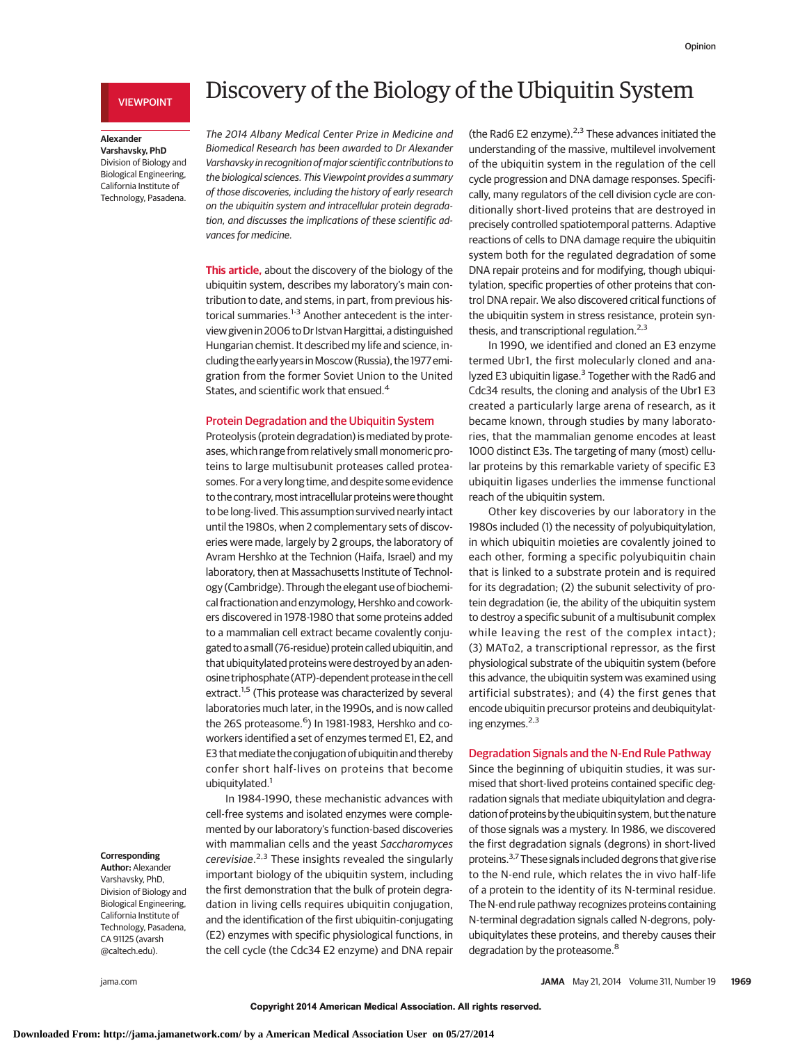VIEWPOINT

# Discovery of the Biology of the Ubiquitin System

**Alexander Varshavsky, PhD**
Division of Biology and Biological Engineering, California Institute of Technology, Pasadena.

*The 2014 Albany Medical Center Prize in Medicine and Biomedical Research has been awarded to Dr Alexander Varshavsky in recognition of major scientific contributions to the biological sciences. This Viewpoint provides a summary of those discoveries, including the history of early research on the ubiquitin system and intracellular protein degradation, and discusses the implications of these scientific advances for medicine.*

**This article,** about the discovery of the biology of the ubiquitin system, describes my laboratory's main contribution to date, and stems, in part, from previous historical summaries.[1-3] Another antecedent is the interview given in 2006 to Dr Istvan Hargittai, a distinguished Hungarian chemist. It described my life and science, including the early years in Moscow (Russia), the 1977 emigration from the former Soviet Union to the United States, and scientific work that ensued.[4]

## Protein Degradation and the Ubiquitin System

Proteolysis (protein degradation) is mediated by proteases, which range from relatively small monomeric proteins to large multisubunit proteases called proteasomes. For a very long time, and despite some evidence to the contrary, most intracellular proteins were thought to be long-lived. This assumption survived nearly intact until the 1980s, when 2 complementary sets of discoveries were made, largely by 2 groups, the laboratory of Avram Hershko at the Technion (Haifa, Israel) and my laboratory, then at Massachusetts Institute of Technology (Cambridge). Through the elegant use of biochemical fractionation and enzymology, Hershko and coworkers discovered in 1978-1980 that some proteins added to a mammalian cell extract became covalently conjugated to a small (76-residue) protein called ubiquitin, and that ubiquitylated proteins were destroyed by an adenosine triphosphate (ATP)-dependent protease in the cell extract.[1,5] (This protease was characterized by several laboratories much later, in the 1990s, and is now called the 26S proteasome.[6]) In 1981-1983, Hershko and coworkers identified a set of enzymes termed E1, E2, and E3 that mediate the conjugation of ubiquitin and thereby confer short half-lives on proteins that become ubiquitylated.[1]

In 1984-1990, these mechanistic advances with cell-free systems and isolated enzymes were complemented by our laboratory's function-based discoveries with mammalian cells and the yeast *Saccharomyces cerevisiae*.[2,3] These insights revealed the singularly important biology of the ubiquitin system, including the first demonstration that the bulk of protein degradation in living cells requires ubiquitin conjugation, and the identification of the first ubiquitin-conjugating (E2) enzymes with specific physiological functions, in the cell cycle (the Cdc34 E2 enzyme) and DNA repair (the Rad6 E2 enzyme).[2,3] These advances initiated the understanding of the massive, multilevel involvement of the ubiquitin system in the regulation of the cell cycle progression and DNA damage responses. Specifically, many regulators of the cell division cycle are conditionally short-lived proteins that are destroyed in precisely controlled spatiotemporal patterns. Adaptive reactions of cells to DNA damage require the ubiquitin system both for the regulated degradation of some DNA repair proteins and for modifying, though ubiquitylation, specific properties of other proteins that control DNA repair. We also discovered critical functions of the ubiquitin system in stress resistance, protein synthesis, and transcriptional regulation.[2,3]

In 1990, we identified and cloned an E3 enzyme termed Ubr1, the first molecularly cloned and analyzed E3 ubiquitin ligase.[3] Together with the Rad6 and Cdc34 results, the cloning and analysis of the Ubr1 E3 created a particularly large arena of research, as it became known, through studies by many laboratories, that the mammalian genome encodes at least 1000 distinct E3s. The targeting of many (most) cellular proteins by this remarkable variety of specific E3 ubiquitin ligases underlies the immense functional reach of the ubiquitin system.

Other key discoveries by our laboratory in the 1980s included (1) the necessity of polyubiquitylation, in which ubiquitin moieties are covalently joined to each other, forming a specific polyubiquitin chain that is linked to a substrate protein and is required for its degradation; (2) the subunit selectivity of protein degradation (ie, the ability of the ubiquitin system to destroy a specific subunit of a multisubunit complex while leaving the rest of the complex intact); (3) MATα2, a transcriptional repressor, as the first physiological substrate of the ubiquitin system (before this advance, the ubiquitin system was examined using artificial substrates); and (4) the first genes that encode ubiquitin precursor proteins and deubiquitylating enzymes.[2,3]

## Degradation Signals and the N-End Rule Pathway

Since the beginning of ubiquitin studies, it was surmised that short-lived proteins contained specific degradation signals that mediate ubiquitylation and degradation of proteins by the ubiquitin system, but the nature of those signals was a mystery. In 1986, we discovered the first degradation signals (degrons) in short-lived proteins.[3,7] These signals included degrons that give rise to the N-end rule, which relates the in vivo half-life of a protein to the identity of its N-terminal residue. The N-end rule pathway recognizes proteins containing N-terminal degradation signals called N-degrons, polyubiquitylates these proteins, and thereby causes their degradation by the proteasome.[8]

**Corresponding Author:** Alexander Varshavsky, PhD, Division of Biology and Biological Engineering, California Institute of Technology, Pasadena, CA 91125 (avarsh@caltech.edu).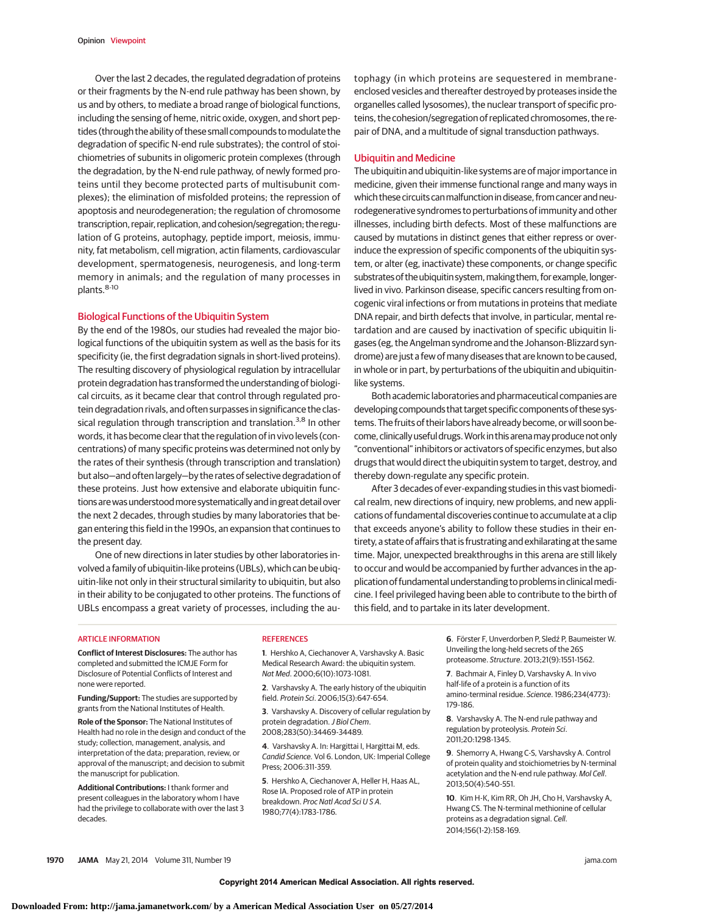Over the last 2 decades, the regulated degradation of proteins or their fragments by the N-end rule pathway has been shown, by us and by others, to mediate a broad range of biological functions, including the sensing of heme, nitric oxide, oxygen, and short peptides (through the ability of these small compounds to modulate the degradation of specific N-end rule substrates); the control of stoichiometries of subunits in oligomeric protein complexes (through the degradation, by the N-end rule pathway, of newly formed proteins until they become protected parts of multisubunit complexes); the elimination of misfolded proteins; the repression of apoptosis and neurodegeneration; the regulation of chromosome transcription, repair, replication, and cohesion/segregation; the regulation of G proteins, autophagy, peptide import, meiosis, immunity, fat metabolism, cell migration, actin filaments, cardiovascular development, spermatogenesis, neurogenesis, and long-term memory in animals; and the regulation of many processes in plants.[8-10]

## Biological Functions of the Ubiquitin System

By the end of the 1980s, our studies had revealed the major biological functions of the ubiquitin system as well as the basis for its specificity (ie, the first degradation signals in short-lived proteins). The resulting discovery of physiological regulation by intracellular protein degradation has transformed the understanding of biological circuits, as it became clear that control through regulated protein degradation rivals, and often surpasses in significance the classical regulation through transcription and translation.[3,8] In other words, it has become clear that the regulation of in vivo levels (concentrations) of many specific proteins was determined not only by the rates of their synthesis (through transcription and translation) but also—and often largely—by the rates of selective degradation of these proteins. Just how extensive and elaborate ubiquitin functions are was understood more systematically and in great detail over the next 2 decades, through studies by many laboratories that began entering this field in the 1990s, an expansion that continues to the present day.

One of new directions in later studies by other laboratories involved a family of ubiquitin-like proteins (UBLs), which can be ubiquitin-like not only in their structural similarity to ubiquitin, but also in their ability to be conjugated to other proteins. The functions of UBLs encompass a great variety of processes, including the autophagy (in which proteins are sequestered in membrane-enclosed vesicles and thereafter destroyed by proteases inside the organelles called lysosomes), the nuclear transport of specific proteins, the cohesion/segregation of replicated chromosomes, the repair of DNA, and a multitude of signal transduction pathways.

## Ubiquitin and Medicine

The ubiquitin and ubiquitin-like systems are of major importance in medicine, given their immense functional range and many ways in which these circuits can malfunction in disease, from cancer and neurodegenerative syndromes to perturbations of immunity and other illnesses, including birth defects. Most of these malfunctions are caused by mutations in distinct genes that either repress or over-induce the expression of specific components of the ubiquitin system, or alter (eg, inactivate) these components, or change specific substrates of the ubiquitin system, making them, for example, longer-lived in vivo. Parkinson disease, specific cancers resulting from oncogenic viral infections or from mutations in proteins that mediate DNA repair, and birth defects that involve, in particular, mental retardation and are caused by inactivation of specific ubiquitin ligases (eg, the Angelman syndrome and the Johanson-Blizzard syndrome) are just a few of many diseases that are known to be caused, in whole or in part, by perturbations of the ubiquitin and ubiquitin-like systems.

Both academic laboratories and pharmaceutical companies are developing compounds that target specific components of these systems. The fruits of their labors have already become, or will soon become, clinically useful drugs. Work in this arena may produce not only "conventional" inhibitors or activators of specific enzymes, but also drugs that would direct the ubiquitin system to target, destroy, and thereby down-regulate any specific protein.

After 3 decades of ever-expanding studies in this vast biomedical realm, new directions of inquiry, new problems, and new applications of fundamental discoveries continue to accumulate at a clip that exceeds anyone's ability to follow these studies in their entirety, a state of affairs that is frustrating and exhilarating at the same time. Major, unexpected breakthroughs in this arena are still likely to occur and would be accompanied by further advances in the application of fundamental understanding to problems in clinical medicine. I feel privileged having been able to contribute to the birth of this field, and to partake in its later development.

## ARTICLE INFORMATION

**Conflict of Interest Disclosures:** The author has completed and submitted the ICMJE Form for Disclosure of Potential Conflicts of Interest and none were reported.

**Funding/Support:** The studies are supported by grants from the National Institutes of Health.

**Role of the Sponsor:** The National Institutes of Health had no role in the design and conduct of the study; collection, management, analysis, and interpretation of the data; preparation, review, or approval of the manuscript; and decision to submit the manuscript for publication.

**Additional Contributions:** I thank former and present colleagues in the laboratory whom I have had the privilege to collaborate with over the last 3 decades.

## REFERENCES

1. Hershko A, Ciechanover A, Varshavsky A. Basic Medical Research Award: the ubiquitin system. *Nat Med*. 2000;6(10):1073-1081.

2. Varshavsky A. The early history of the ubiquitin field. *Protein Sci*. 2006;15(3):647-654.

3. Varshavsky A. Discovery of cellular regulation by protein degradation. *J Biol Chem*. 2008;283(50):34469-34489.

4. Varshavsky A. In: Hargittai I, Hargittai M, eds. *Candid Science*. Vol 6. London, UK: Imperial College Press; 2006:311-359.

5. Hershko A, Ciechanover A, Heller H, Haas AL, Rose IA. Proposed role of ATP in protein breakdown. *Proc Natl Acad Sci U S A*. 1980;77(4):1783-1786.

6. Förster F, Unverdorben P, Sledź P, Baumeister W. Unveiling the long-held secrets of the 26S proteasome. *Structure*. 2013;21(9):1551-1562.

7. Bachmair A, Finley D, Varshavsky A. In vivo half-life of a protein is a function of its amino-terminal residue. *Science*. 1986;234(4773):179-186.

8. Varshavsky A. The N-end rule pathway and regulation by proteolysis. *Protein Sci*. 2011;20:1298-1345.

9. Shemorry A, Hwang C-S, Varshavsky A. Control of protein quality and stoichiometries by N-terminal acetylation and the N-end rule pathway. *Mol Cell*. 2013;50(4):540-551.

10. Kim H-K, Kim RR, Oh JH, Cho H, Varshavsky A, Hwang CS. The N-terminal methionine of cellular proteins as a degradation signal. *Cell*. 2014;156(1-2):158-169.